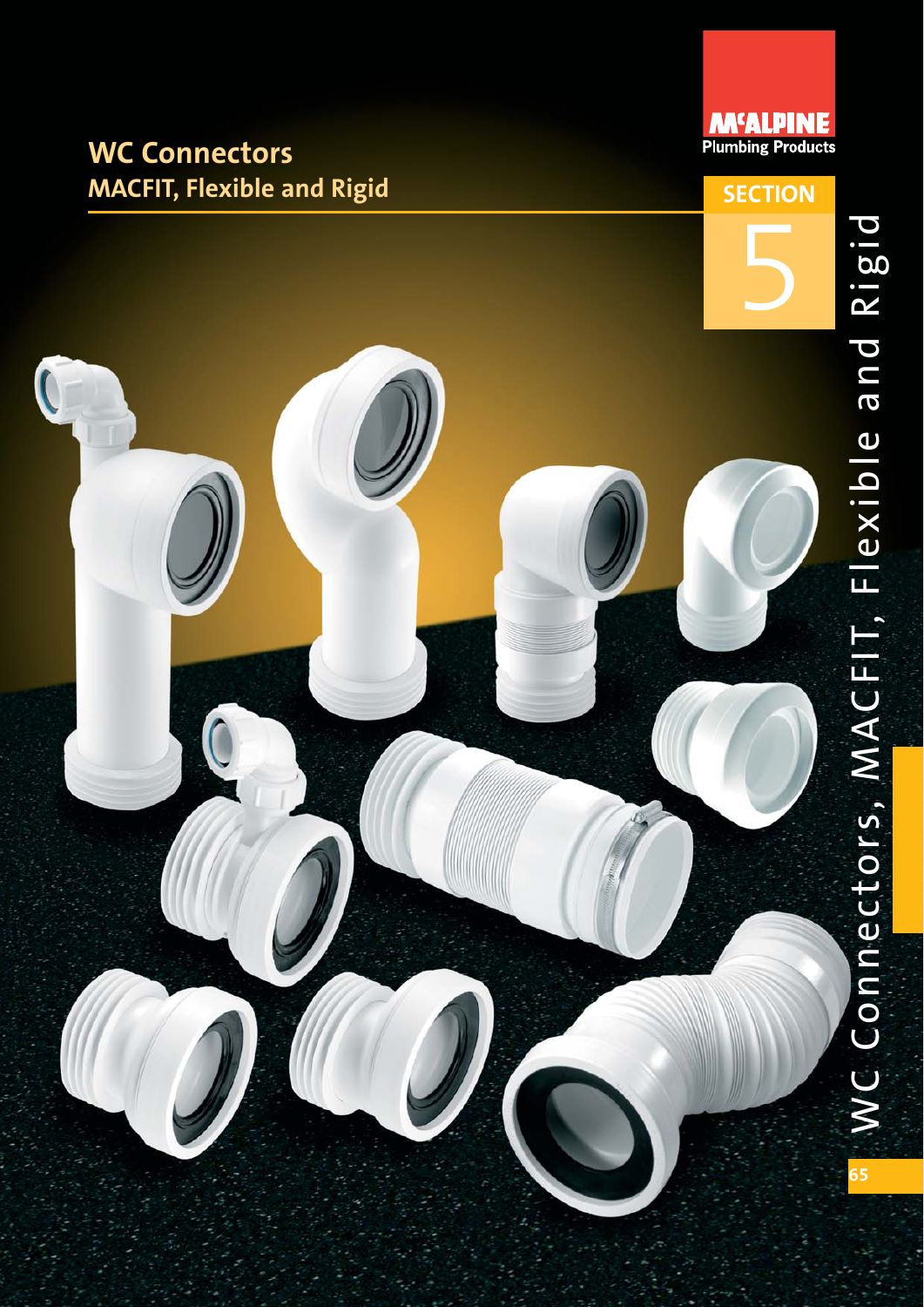# WC Connectors

## MACFIT, Flexible and Rigid

McALPINE
Plumbing Products

SECTION
5

WC Connectors, MACFIT, Flexible and Rigid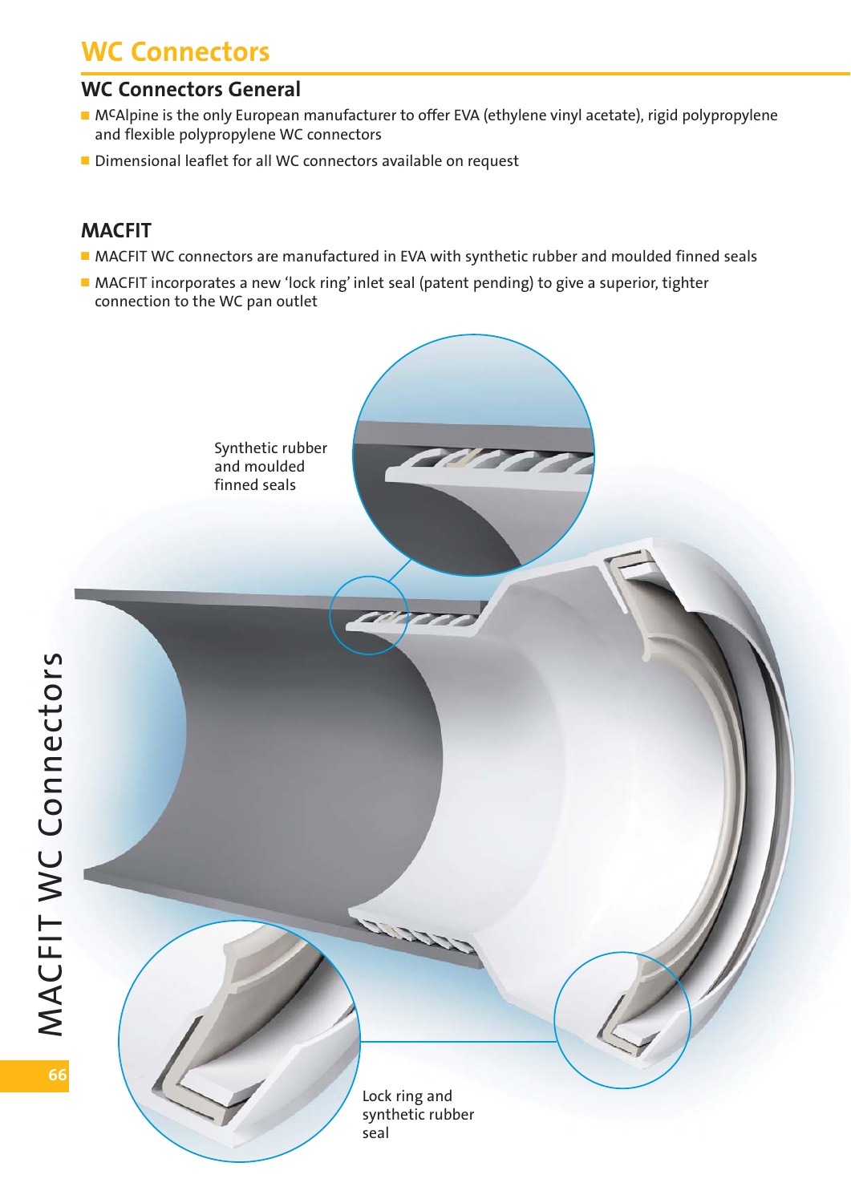# WC Connectors

## WC Connectors General

- M<sup>c</sup>Alpine is the only European manufacturer to offer EVA (ethylene vinyl acetate), rigid polypropylene and flexible polypropylene WC connectors
- Dimensional leaflet for all WC connectors available on request

## MACFIT

- MACFIT WC connectors are manufactured in EVA with synthetic rubber and moulded finned seals
- MACFIT incorporates a new 'lock ring' inlet seal (patent pending) to give a superior, tighter connection to the WC pan outlet

Synthetic rubber and moulded finned seals

Lock ring and synthetic rubber seal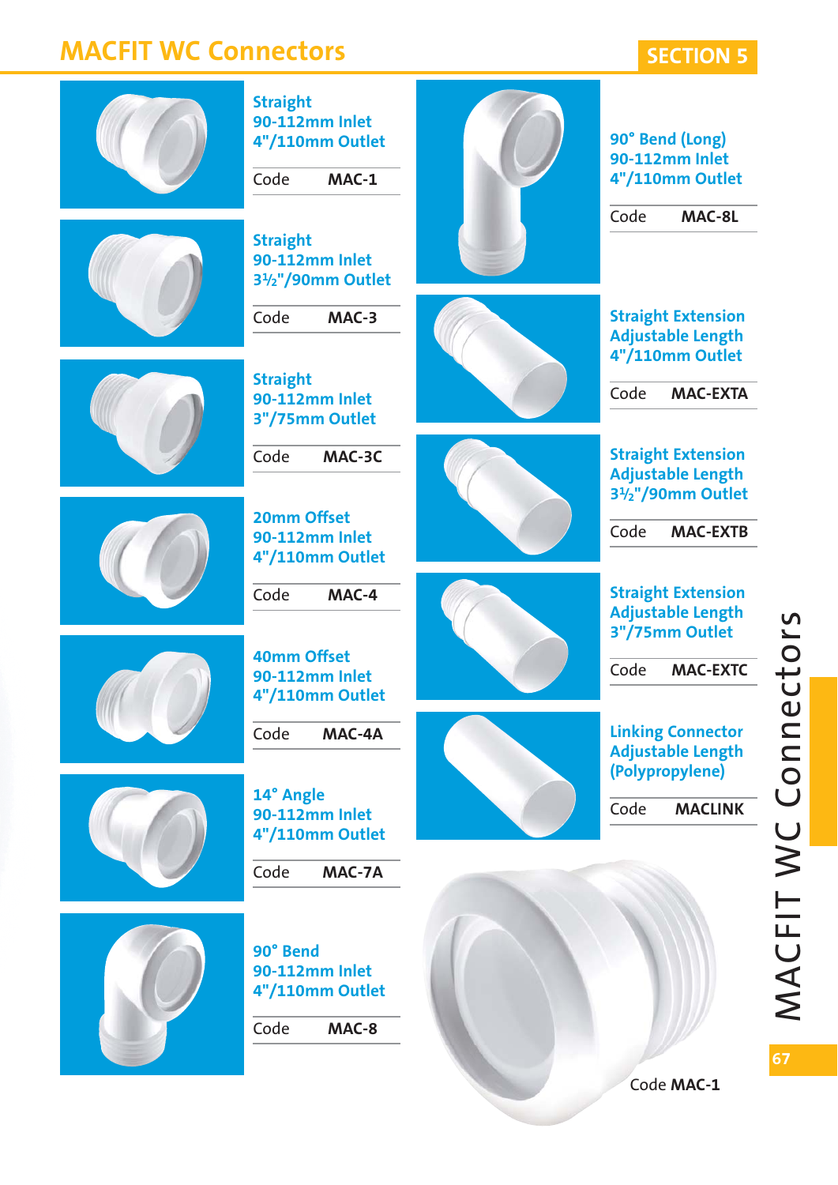# MACFIT WC Connectors

## SECTION 5

**Straight**
**90-112mm Inlet**
**4"/110mm Outlet**

Code **MAC-1**

**Straight**
**90-112mm Inlet**
**3½"/90mm Outlet**

Code **MAC-3**

**Straight**
**90-112mm Inlet**
**3"/75mm Outlet**

Code **MAC-3C**

**20mm Offset**
**90-112mm Inlet**
**4"/110mm Outlet**

Code **MAC-4**

**40mm Offset**
**90-112mm Inlet**
**4"/110mm Outlet**

Code **MAC-4A**

**14° Angle**
**90-112mm Inlet**
**4"/110mm Outlet**

Code **MAC-7A**

**90° Bend**
**90-112mm Inlet**
**4"/110mm Outlet**

Code **MAC-8**

**90° Bend (Long)**
**90-112mm Inlet**
**4"/110mm Outlet**

Code **MAC-8L**

**Straight Extension**
**Adjustable Length**
**4"/110mm Outlet**

Code **MAC-EXTA**

**Straight Extension**
**Adjustable Length**
**3½"/90mm Outlet**

Code **MAC-EXTB**

**Straight Extension**
**Adjustable Length**
**3"/75mm Outlet**

Code **MAC-EXTC**

**Linking Connector**
**Adjustable Length**
**(Polypropylene)**

Code **MACLINK**

Code **MAC-1**

MACFIT WC Connectors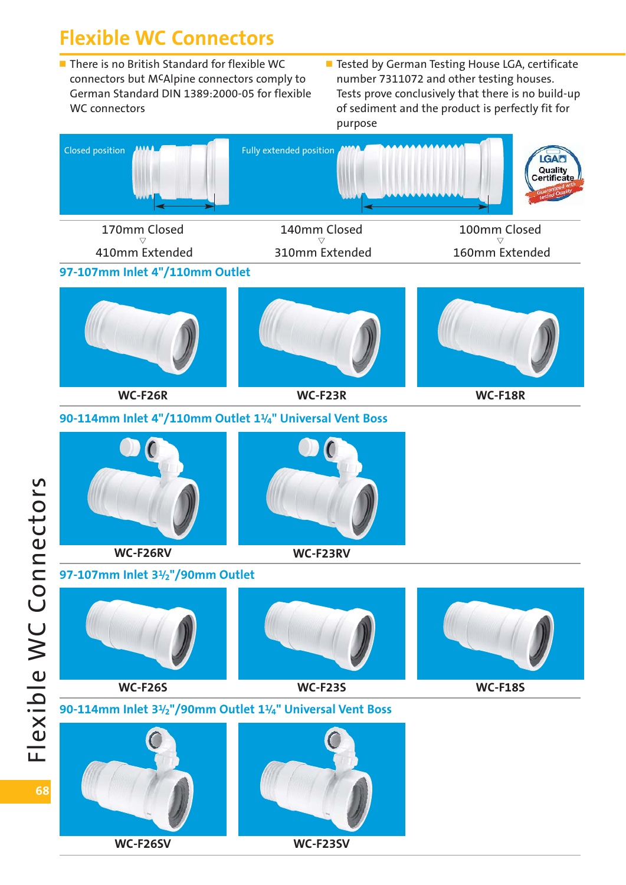# Flexible WC Connectors

- There is no British Standard for flexible WC connectors but McAlpine connectors comply to German Standard DIN 1389:2000-05 for flexible WC connectors
- Tested by German Testing House LGA, certificate number 7311072 and other testing houses. Tests prove conclusively that there is no build-up of sediment and the product is perfectly fit for purpose

Closed position

Fully extended position

LGA Quality Certificate Guaranteed with tested Quality

| | | |
|---|---|---|
| 170mm Closed ▽ 410mm Extended | 140mm Closed ▽ 310mm Extended | 100mm Closed ▽ 160mm Extended |

## 97-107mm Inlet 4"/110mm Outlet

WC-F26R

WC-F23R

WC-F18R

## 90-114mm Inlet 4"/110mm Outlet 1¼" Universal Vent Boss

WC-F26RV

WC-F23RV

## 97-107mm Inlet 3½"/90mm Outlet

WC-F26S

WC-F23S

WC-F18S

## 90-114mm Inlet 3½"/90mm Outlet 1¼" Universal Vent Boss

WC-F26SV

WC-F23SV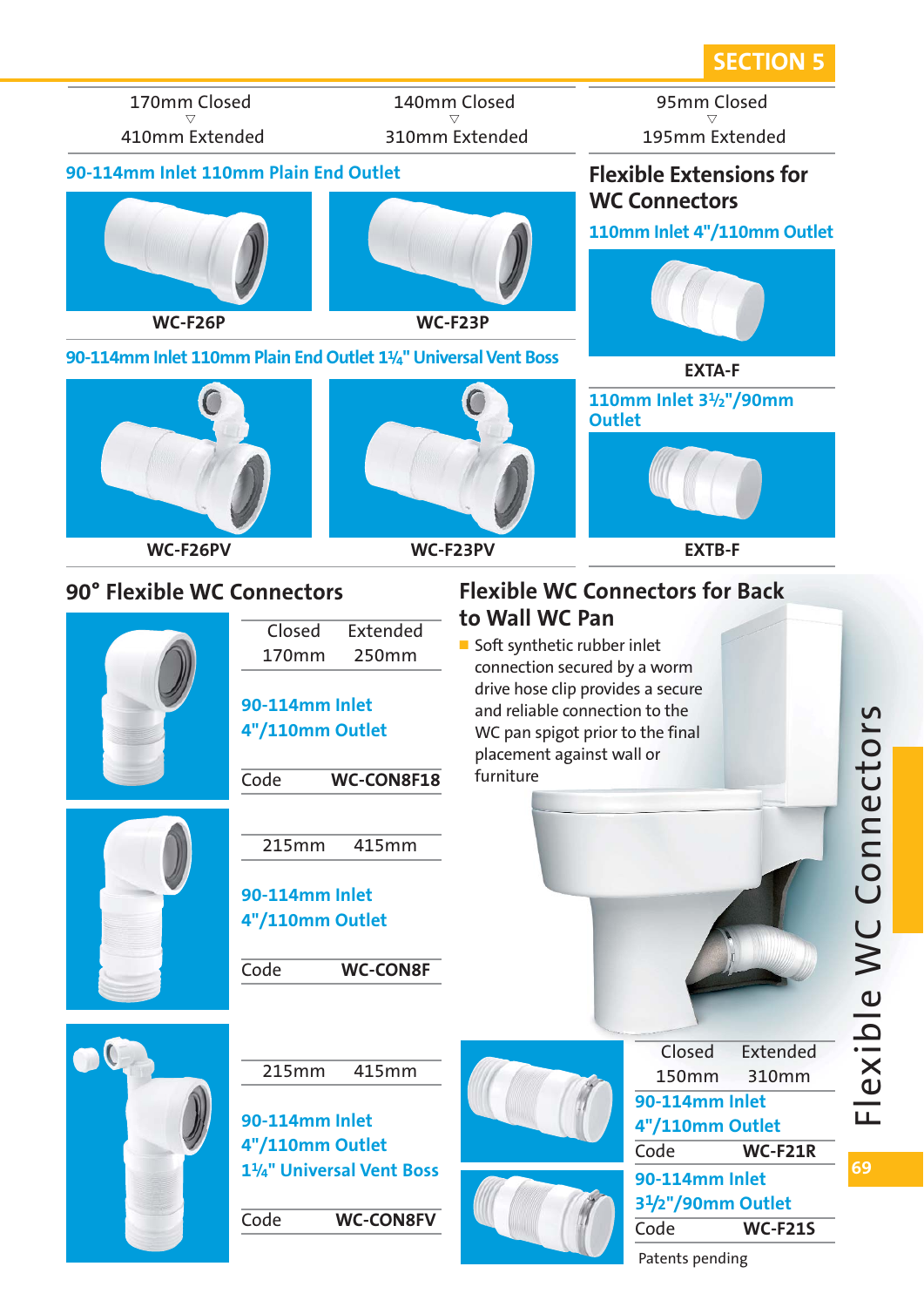| 170mm Closed | 140mm Closed | 95mm Closed |
|---|---|---|
| 410mm Extended | 310mm Extended | 195mm Extended |

### 90-114mm Inlet 110mm Plain End Outlet

WC-F26P

WC-F23P

### 90-114mm Inlet 110mm Plain End Outlet 1¼" Universal Vent Boss

WC-F26PV

WC-F23PV

## Flexible Extensions for WC Connectors

### 110mm Inlet 4"/110mm Outlet

EXTA-F

### 110mm Inlet 3½"/90mm Outlet

EXTB-F

## 90° Flexible WC Connectors

| Closed | Extended |
|---|---|
| 170mm | 250mm |

**90-114mm Inlet 4"/110mm Outlet**

Code **WC-CON8F18**

| | |
|---|---|
| 215mm | 415mm |

**90-114mm Inlet 4"/110mm Outlet**

Code **WC-CON8F**

| | |
|---|---|
| 215mm | 415mm |

**90-114mm Inlet 4"/110mm Outlet 1¼" Universal Vent Boss**

Code **WC-CON8FV**

## Flexible WC Connectors for Back to Wall WC Pan

- Soft synthetic rubber inlet connection secured by a worm drive hose clip provides a secure and reliable connection to the WC pan spigot prior to the final placement against wall or furniture

| Closed | Extended |
|---|---|
| 150mm | 310mm |

**90-114mm Inlet 4"/110mm Outlet**

Code **WC-F21R**

**90-114mm Inlet 3½"/90mm Outlet**

Code **WC-F21S**

Patents pending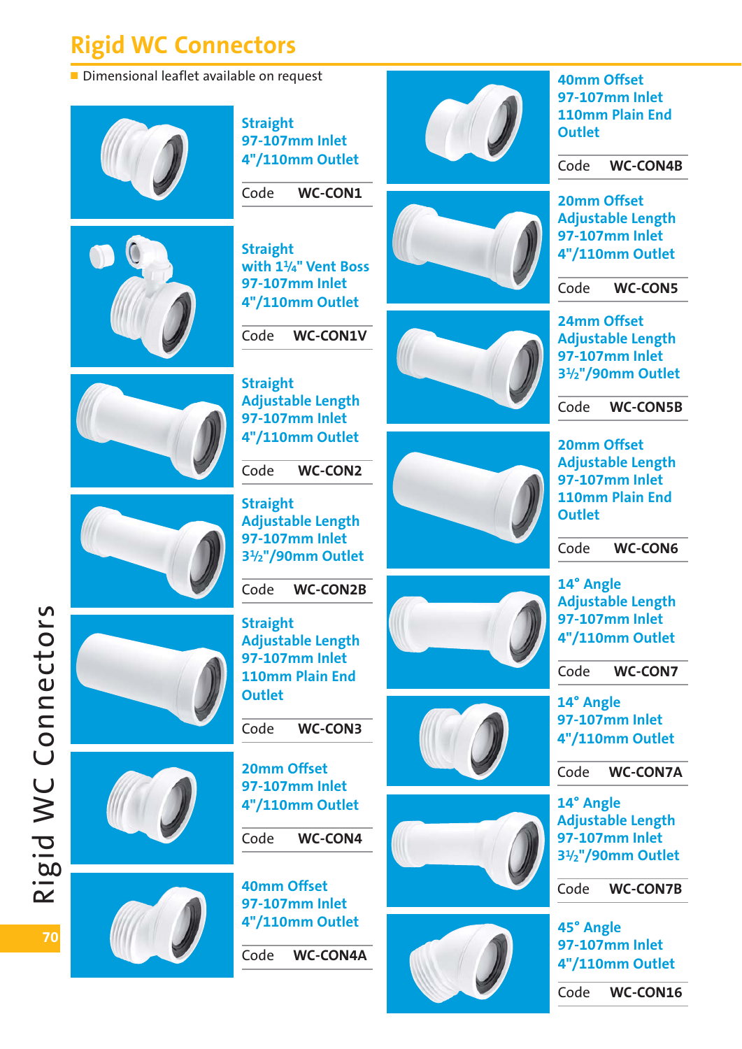# Rigid WC Connectors

- Dimensional leaflet available on request

**Straight**
**97-107mm Inlet**
**4"/110mm Outlet**

Code **WC-CON1**

**Straight**
**with 1¼" Vent Boss**
**97-107mm Inlet**
**4"/110mm Outlet**

Code **WC-CON1V**

**Straight**
**Adjustable Length**
**97-107mm Inlet**
**4"/110mm Outlet**

Code **WC-CON2**

**Straight**
**Adjustable Length**
**97-107mm Inlet**
**3½"/90mm Outlet**

Code **WC-CON2B**

**Straight**
**Adjustable Length**
**97-107mm Inlet**
**110mm Plain End Outlet**

Code **WC-CON3**

**20mm Offset**
**97-107mm Inlet**
**4"/110mm Outlet**

Code **WC-CON4**

**40mm Offset**
**97-107mm Inlet**
**4"/110mm Outlet**

Code **WC-CON4A**

**40mm Offset**
**97-107mm Inlet**
**110mm Plain End Outlet**

Code **WC-CON4B**

**20mm Offset**
**Adjustable Length**
**97-107mm Inlet**
**4"/110mm Outlet**

Code **WC-CON5**

**24mm Offset**
**Adjustable Length**
**97-107mm Inlet**
**3½"/90mm Outlet**

Code **WC-CON5B**

**20mm Offset**
**Adjustable Length**
**97-107mm Inlet**
**110mm Plain End Outlet**

Code **WC-CON6**

**14° Angle**
**Adjustable Length**
**97-107mm Inlet**
**4"/110mm Outlet**

Code **WC-CON7**

**14° Angle**
**97-107mm Inlet**
**4"/110mm Outlet**

Code **WC-CON7A**

**14° Angle**
**Adjustable Length**
**97-107mm Inlet**
**3½"/90mm Outlet**

Code **WC-CON7B**

**45° Angle**
**97-107mm Inlet**
**4"/110mm Outlet**

Code **WC-CON16**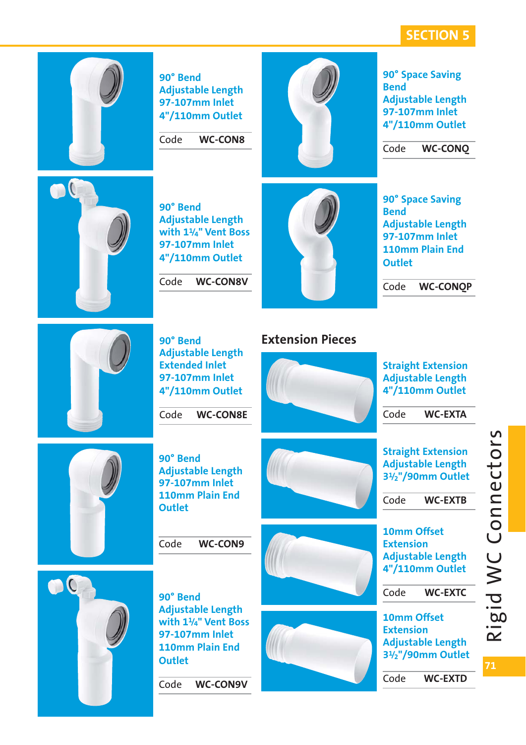90° Bend
Adjustable Length
97-107mm Inlet
4"/110mm Outlet

Code **WC-CON8**

90° Bend
Adjustable Length
with 1¼" Vent Boss
97-107mm Inlet
4"/110mm Outlet

Code **WC-CON8V**

90° Bend
Adjustable Length
Extended Inlet
97-107mm Inlet
4"/110mm Outlet

Code **WC-CON8E**

90° Bend
Adjustable Length
97-107mm Inlet
110mm Plain End
Outlet

Code **WC-CON9**

90° Bend
Adjustable Length
with 1¼" Vent Boss
97-107mm Inlet
110mm Plain End
Outlet

Code **WC-CON9V**

90° Space Saving
Bend
Adjustable Length
97-107mm Inlet
4"/110mm Outlet

Code **WC-CONQ**

90° Space Saving
Bend
Adjustable Length
97-107mm Inlet
110mm Plain End
Outlet

Code **WC-CONQP**

## Extension Pieces

Straight Extension
Adjustable Length
4"/110mm Outlet

Code **WC-EXTA**

Straight Extension
Adjustable Length
3½"/90mm Outlet

Code **WC-EXTB**

10mm Offset
Extension
Adjustable Length
4"/110mm Outlet

Code **WC-EXTC**

10mm Offset
Extension
Adjustable Length
3½"/90mm Outlet

Code **WC-EXTD**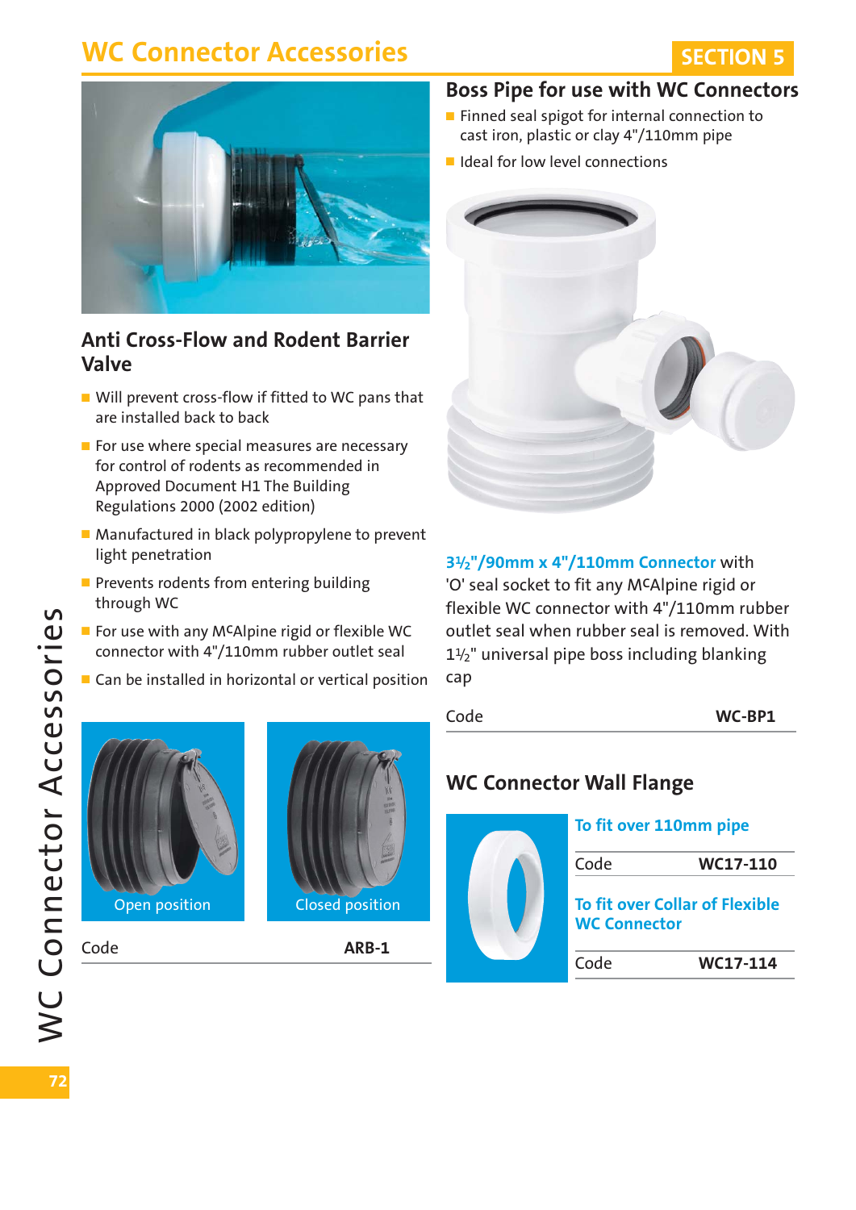# WC Connector Accessories

SECTION 5

## Anti Cross-Flow and Rodent Barrier Valve

- Will prevent cross-flow if fitted to WC pans that are installed back to back
- For use where special measures are necessary for control of rodents as recommended in Approved Document H1 The Building Regulations 2000 (2002 edition)
- Manufactured in black polypropylene to prevent light penetration
- Prevents rodents from entering building through WC
- For use with any McAlpine rigid or flexible WC connector with 4"/110mm rubber outlet seal
- Can be installed in horizontal or vertical position

Open position

Closed position

| | |
|---|---|
| Code | ARB-1 |

## Boss Pipe for use with WC Connectors

- Finned seal spigot for internal connection to cast iron, plastic or clay 4"/110mm pipe
- Ideal for low level connections

**3½"/90mm x 4"/110mm Connector** with 'O' seal socket to fit any McAlpine rigid or flexible WC connector with 4"/110mm rubber outlet seal when rubber seal is removed. With 1½" universal pipe boss including blanking cap

| | |
|---|---|
| Code | WC-BP1 |

## WC Connector Wall Flange

**To fit over 110mm pipe**

| | |
|---|---|
| Code | WC17-110 |

**To fit over Collar of Flexible WC Connector**

| | |
|---|---|
| Code | WC17-114 |